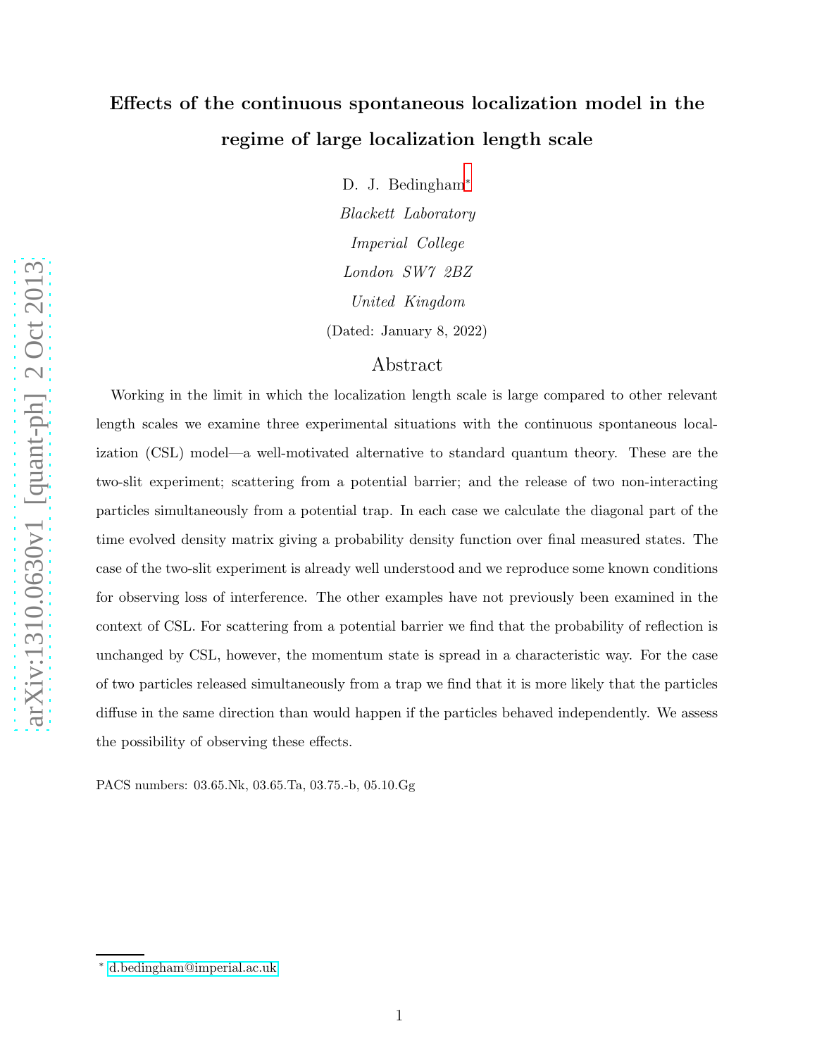# Effects of the continuous spontaneous localization model in the regime of large localization length scale

D. J. Bedingham*

*Blackett Laboratory*
*Imperial College*
*London SW7 2BZ*
*United Kingdom*

(Dated: January 8, 2022)

## Abstract

Working in the limit in which the localization length scale is large compared to other relevant length scales we examine three experimental situations with the continuous spontaneous localization (CSL) model—a well-motivated alternative to standard quantum theory. These are the two-slit experiment; scattering from a potential barrier; and the release of two non-interacting particles simultaneously from a potential trap. In each case we calculate the diagonal part of the time evolved density matrix giving a probability density function over final measured states. The case of the two-slit experiment is already well understood and we reproduce some known conditions for observing loss of interference. The other examples have not previously been examined in the context of CSL. For scattering from a potential barrier we find that the probability of reflection is unchanged by CSL, however, the momentum state is spread in a characteristic way. For the case of two particles released simultaneously from a trap we find that it is more likely that the particles diffuse in the same direction than would happen if the particles behaved independently. We assess the possibility of observing these effects.

PACS numbers: 03.65.Nk, 03.65.Ta, 03.75.-b, 05.10.Gg

* d.bedingham@imperial.ac.uk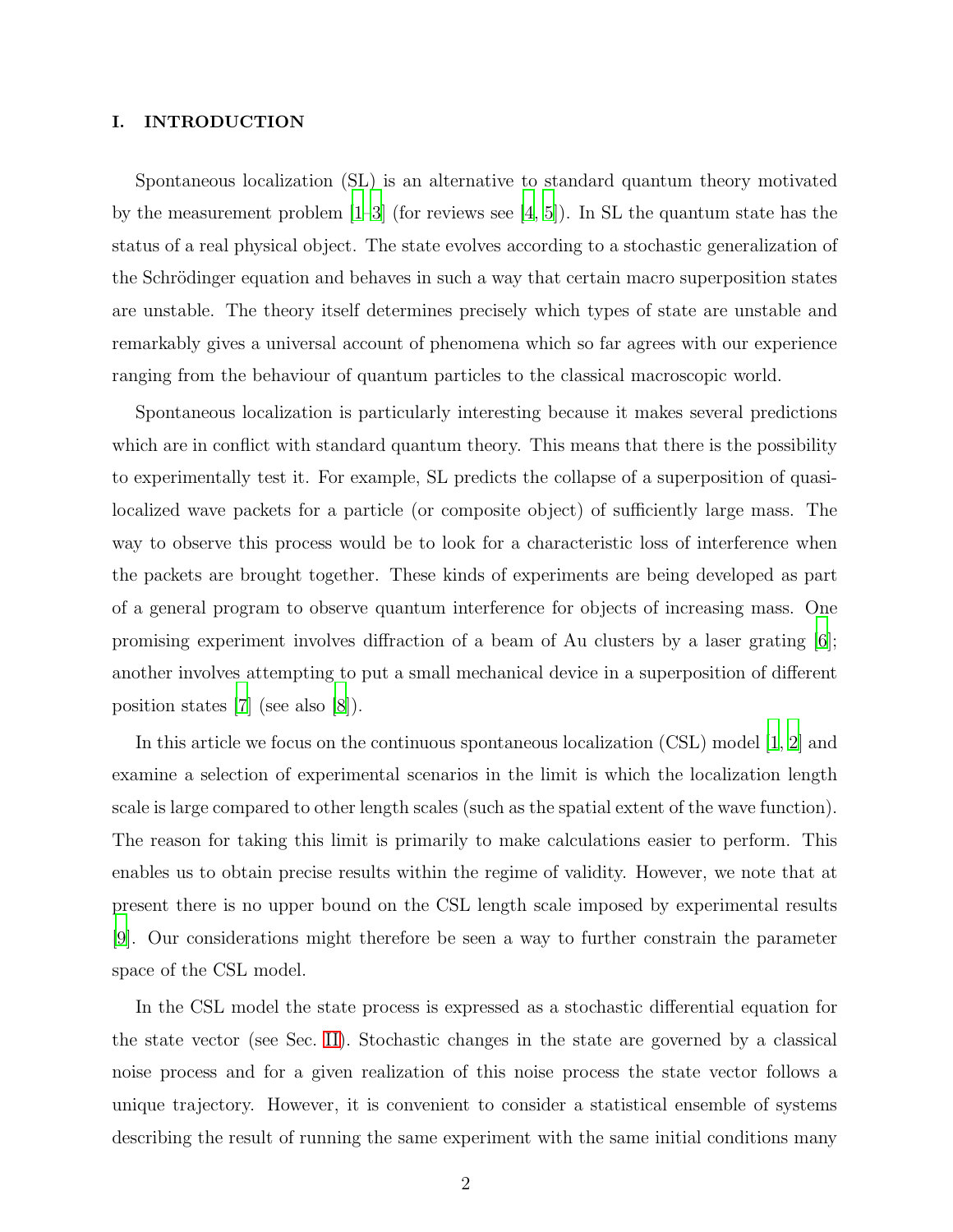## I. INTRODUCTION

Spontaneous localization (SL) is an alternative to standard quantum theory motivated by the measurement problem [1–3] (for reviews see [4, 5]). In SL the quantum state has the status of a real physical object. The state evolves according to a stochastic generalization of the Schrödinger equation and behaves in such a way that certain macro superposition states are unstable. The theory itself determines precisely which types of state are unstable and remarkably gives a universal account of phenomena which so far agrees with our experience ranging from the behaviour of quantum particles to the classical macroscopic world.

Spontaneous localization is particularly interesting because it makes several predictions which are in conflict with standard quantum theory. This means that there is the possibility to experimentally test it. For example, SL predicts the collapse of a superposition of quasi-localized wave packets for a particle (or composite object) of sufficiently large mass. The way to observe this process would be to look for a characteristic loss of interference when the packets are brought together. These kinds of experiments are being developed as part of a general program to observe quantum interference for objects of increasing mass. One promising experiment involves diffraction of a beam of Au clusters by a laser grating [6]; another involves attempting to put a small mechanical device in a superposition of different position states [7] (see also [8]).

In this article we focus on the continuous spontaneous localization (CSL) model [1, 2] and examine a selection of experimental scenarios in the limit is which the localization length scale is large compared to other length scales (such as the spatial extent of the wave function). The reason for taking this limit is primarily to make calculations easier to perform. This enables us to obtain precise results within the regime of validity. However, we note that at present there is no upper bound on the CSL length scale imposed by experimental results [9]. Our considerations might therefore be seen a way to further constrain the parameter space of the CSL model.

In the CSL model the state process is expressed as a stochastic differential equation for the state vector (see Sec. II). Stochastic changes in the state are governed by a classical noise process and for a given realization of this noise process the state vector follows a unique trajectory. However, it is convenient to consider a statistical ensemble of systems describing the result of running the same experiment with the same initial conditions many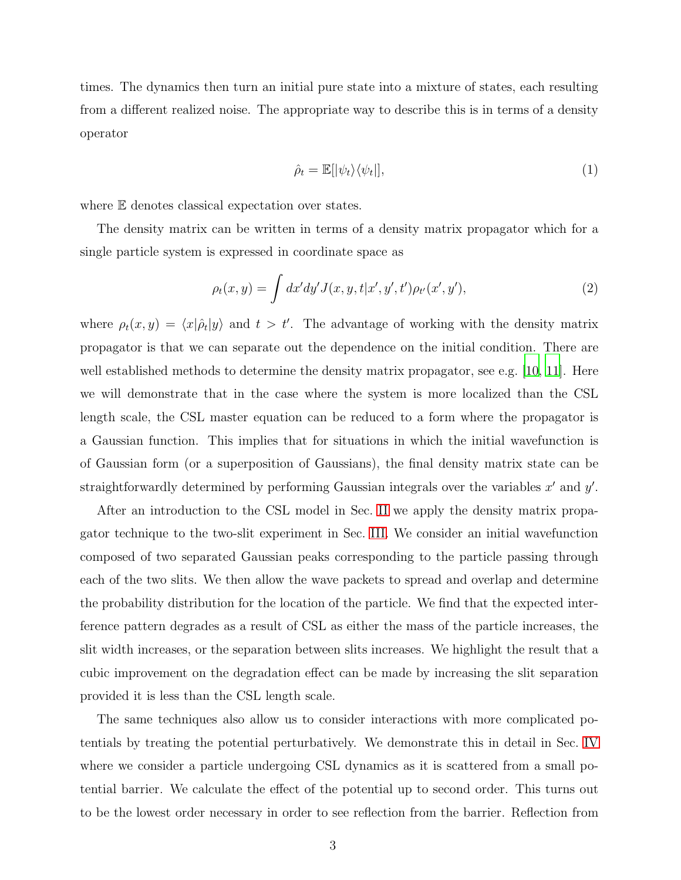times. The dynamics then turn an initial pure state into a mixture of states, each resulting from a different realized noise. The appropriate way to describe this is in terms of a density operator

$$\hat{\rho}_t = \mathbb{E}[|\psi_t\rangle\langle\psi_t|], \tag{1}$$

where $\mathbb{E}$ denotes classical expectation over states.

The density matrix can be written in terms of a density matrix propagator which for a single particle system is expressed in coordinate space as

$$\rho_t(x, y) = \int dx'dy' J(x, y, t|x', y', t')\rho_{t'}(x', y'), \tag{2}$$

where $\rho_t(x, y) = \langle x|\hat{\rho}_t|y\rangle$ and $t > t'$. The advantage of working with the density matrix propagator is that we can separate out the dependence on the initial condition. There are well established methods to determine the density matrix propagator, see e.g. [10, 11]. Here we will demonstrate that in the case where the system is more localized than the CSL length scale, the CSL master equation can be reduced to a form where the propagator is a Gaussian function. This implies that for situations in which the initial wavefunction is of Gaussian form (or a superposition of Gaussians), the final density matrix state can be straightforwardly determined by performing Gaussian integrals over the variables $x'$ and $y'$.

After an introduction to the CSL model in Sec. II we apply the density matrix propagator technique to the two-slit experiment in Sec. III. We consider an initial wavefunction composed of two separated Gaussian peaks corresponding to the particle passing through each of the two slits. We then allow the wave packets to spread and overlap and determine the probability distribution for the location of the particle. We find that the expected interference pattern degrades as a result of CSL as either the mass of the particle increases, the slit width increases, or the separation between slits increases. We highlight the result that a cubic improvement on the degradation effect can be made by increasing the slit separation provided it is less than the CSL length scale.

The same techniques also allow us to consider interactions with more complicated potentials by treating the potential perturbatively. We demonstrate this in detail in Sec. IV where we consider a particle undergoing CSL dynamics as it is scattered from a small potential barrier. We calculate the effect of the potential up to second order. This turns out to be the lowest order necessary in order to see reflection from the barrier. Reflection from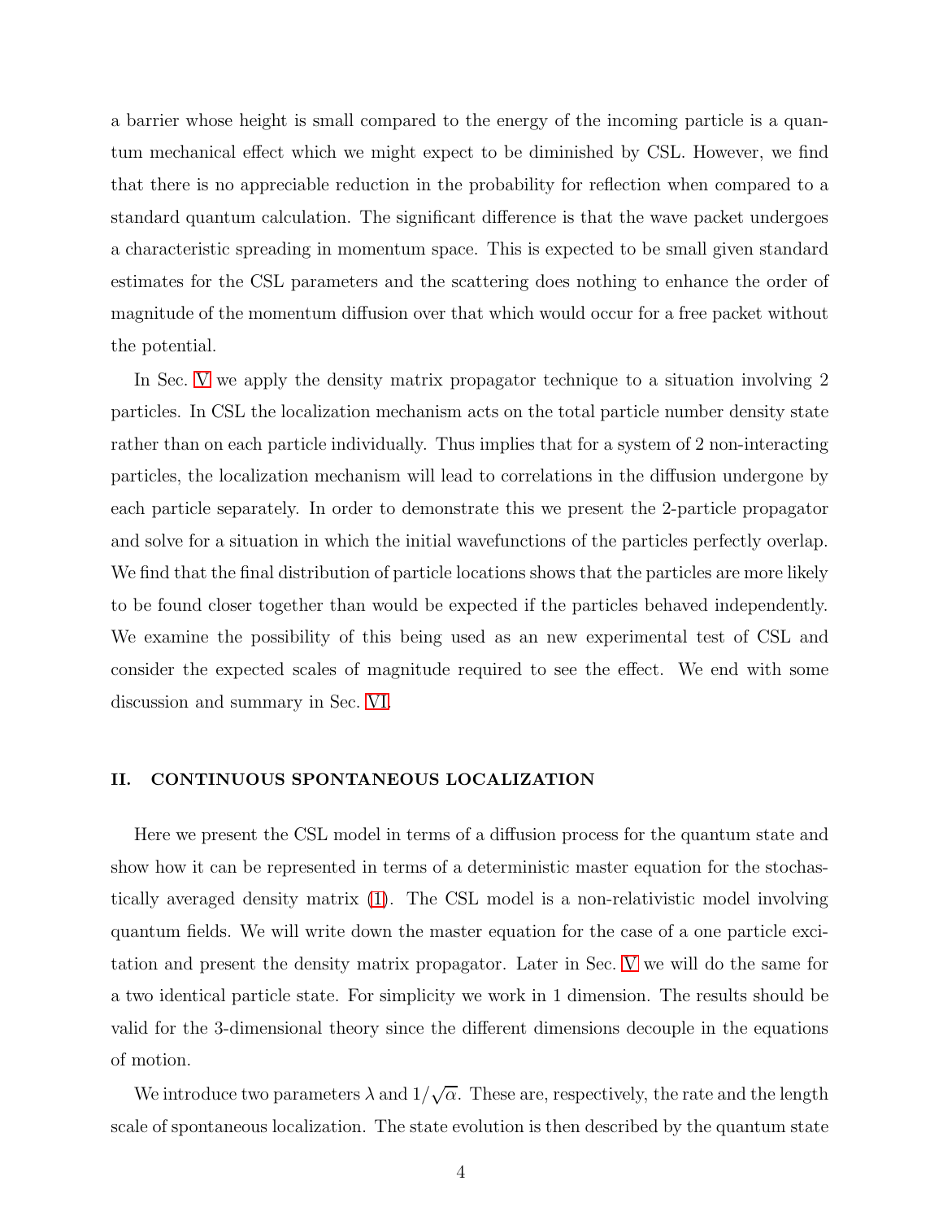a barrier whose height is small compared to the energy of the incoming particle is a quantum mechanical effect which we might expect to be diminished by CSL. However, we find that there is no appreciable reduction in the probability for reflection when compared to a standard quantum calculation. The significant difference is that the wave packet undergoes a characteristic spreading in momentum space. This is expected to be small given standard estimates for the CSL parameters and the scattering does nothing to enhance the order of magnitude of the momentum diffusion over that which would occur for a free packet without the potential.

In Sec. V we apply the density matrix propagator technique to a situation involving 2 particles. In CSL the localization mechanism acts on the total particle number density state rather than on each particle individually. Thus implies that for a system of 2 non-interacting particles, the localization mechanism will lead to correlations in the diffusion undergone by each particle separately. In order to demonstrate this we present the 2-particle propagator and solve for a situation in which the initial wavefunctions of the particles perfectly overlap. We find that the final distribution of particle locations shows that the particles are more likely to be found closer together than would be expected if the particles behaved independently. We examine the possibility of this being used as an new experimental test of CSL and consider the expected scales of magnitude required to see the effect. We end with some discussion and summary in Sec. VI.

## II. CONTINUOUS SPONTANEOUS LOCALIZATION

Here we present the CSL model in terms of a diffusion process for the quantum state and show how it can be represented in terms of a deterministic master equation for the stochastically averaged density matrix (1). The CSL model is a non-relativistic model involving quantum fields. We will write down the master equation for the case of a one particle excitation and present the density matrix propagator. Later in Sec. V we will do the same for a two identical particle state. For simplicity we work in 1 dimension. The results should be valid for the 3-dimensional theory since the different dimensions decouple in the equations of motion.

We introduce two parameters $\lambda$ and $1/\sqrt{\alpha}$. These are, respectively, the rate and the length scale of spontaneous localization. The state evolution is then described by the quantum state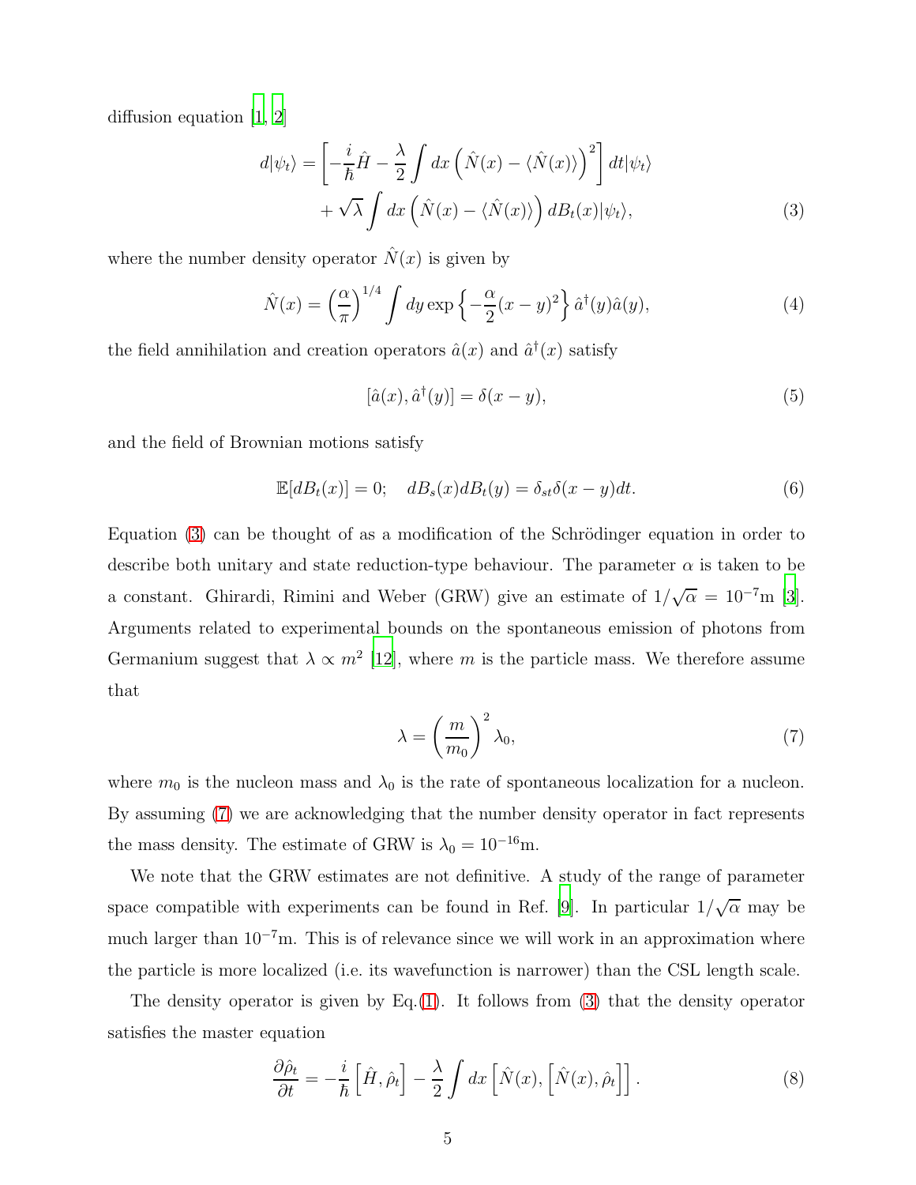diffusion equation [1, 2]

$$
\begin{aligned}
d|\psi_t\rangle = & \left[ -\frac{i}{\hbar}\hat{H} - \frac{\lambda}{2}\int dx \left( \hat{N}(x) - \langle \hat{N}(x) \rangle \right)^2 \right] dt |\psi_t\rangle \\
& + \sqrt{\lambda}\int dx \left( \hat{N}(x) - \langle \hat{N}(x) \rangle \right) dB_t(x) |\psi_t\rangle,
\end{aligned} \tag{3}
$$

where the number density operator $\hat{N}(x)$ is given by

$$
\hat{N}(x) = \left(\frac{\alpha}{\pi}\right)^{1/4} \int dy \exp\left\{ -\frac{\alpha}{2}(x-y)^2 \right\} \hat{a}^\dagger(y)\hat{a}(y), \tag{4}
$$

the field annihilation and creation operators $\hat{a}(x)$ and $\hat{a}^\dagger(x)$ satisfy

$$
[\hat{a}(x), \hat{a}^\dagger(y)] = \delta(x-y), \tag{5}
$$

and the field of Brownian motions satisfy

$$
\mathbb{E}[dB_t(x)] = 0; \quad dB_s(x)dB_t(y) = \delta_{st}\delta(x-y)dt. \tag{6}
$$

Equation (3) can be thought of as a modification of the Schrödinger equation in order to describe both unitary and state reduction-type behaviour. The parameter $\alpha$ is taken to be a constant. Ghirardi, Rimini and Weber (GRW) give an estimate of $1/\sqrt{\alpha} = 10^{-7}$m [3]. Arguments related to experimental bounds on the spontaneous emission of photons from Germanium suggest that $\lambda \propto m^2$ [12], where $m$ is the particle mass. We therefore assume that

$$
\lambda = \left(\frac{m}{m_0}\right)^2 \lambda_0, \tag{7}
$$

where $m_0$ is the nucleon mass and $\lambda_0$ is the rate of spontaneous localization for a nucleon. By assuming (7) we are acknowledging that the number density operator in fact represents the mass density. The estimate of GRW is $\lambda_0 = 10^{-16}$m.

We note that the GRW estimates are not definitive. A study of the range of parameter space compatible with experiments can be found in Ref. [9]. In particular $1/\sqrt{\alpha}$ may be much larger than $10^{-7}$m. This is of relevance since we will work in an approximation where the particle is more localized (i.e. its wavefunction is narrower) than the CSL length scale.

The density operator is given by Eq.(1). It follows from (3) that the density operator satisfies the master equation

$$
\frac{\partial \hat{\rho}_t}{\partial t} = -\frac{i}{\hbar}\left[\hat{H}, \hat{\rho}_t\right] - \frac{\lambda}{2}\int dx \left[\hat{N}(x), \left[\hat{N}(x), \hat{\rho}_t\right]\right]. \tag{8}
$$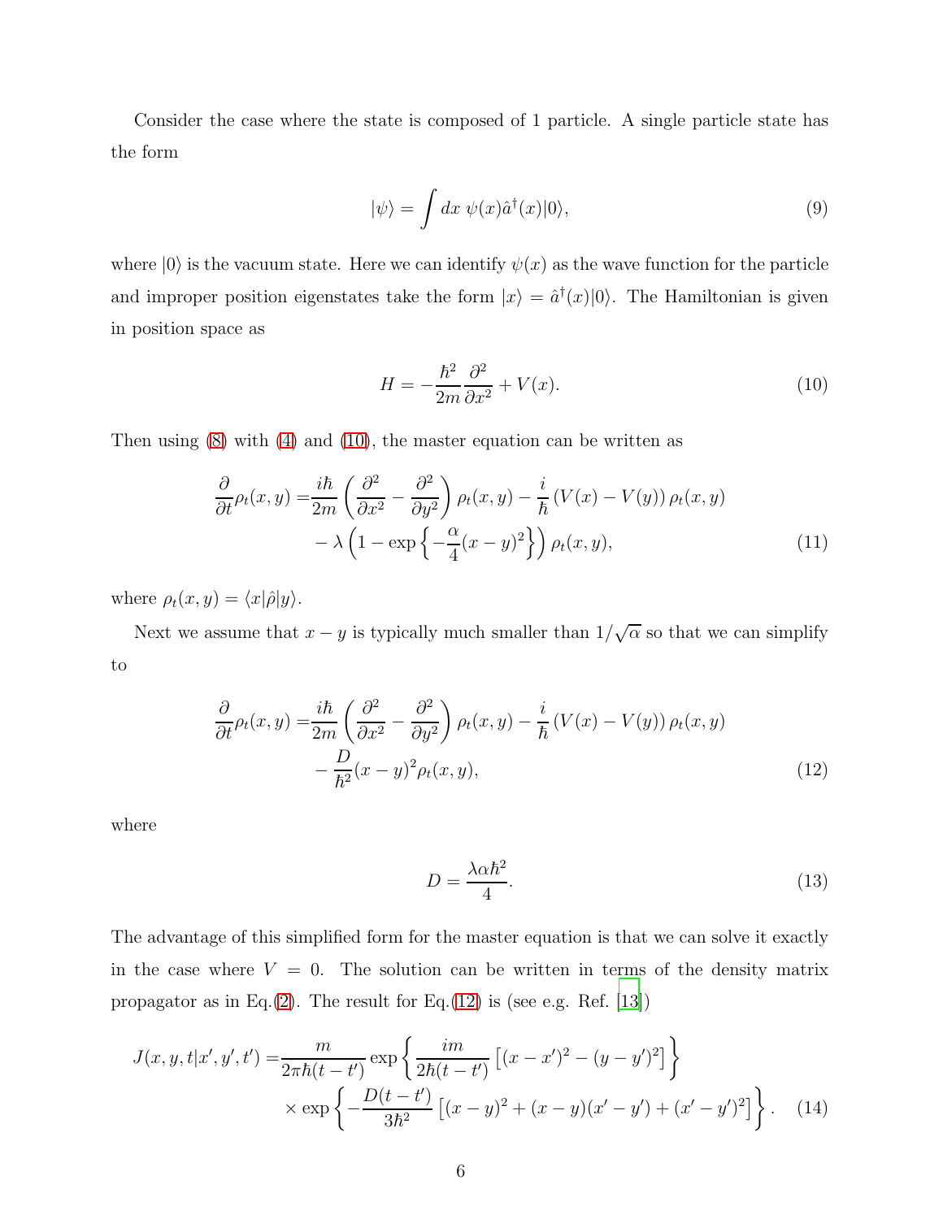Consider the case where the state is composed of 1 particle. A single particle state has the form

$$|\psi\rangle = \int dx \; \psi(x)\hat{a}^\dagger(x)|0\rangle, \tag{9}$$

where $|0\rangle$ is the vacuum state. Here we can identify $\psi(x)$ as the wave function for the particle and improper position eigenstates take the form $|x\rangle = \hat{a}^\dagger(x)|0\rangle$. The Hamiltonian is given in position space as

$$H = -\frac{\hbar^2}{2m}\frac{\partial^2}{\partial x^2} + V(x). \tag{10}$$

Then using (8) with (4) and (10), the master equation can be written as

$$\begin{aligned}\frac{\partial}{\partial t}\rho_t(x,y) =& \frac{i\hbar}{2m}\left(\frac{\partial^2}{\partial x^2} - \frac{\partial^2}{\partial y^2}\right)\rho_t(x,y) - \frac{i}{\hbar}\left(V(x) - V(y)\right)\rho_t(x,y) \\ &- \lambda\left(1 - \exp\left\{-\frac{\alpha}{4}(x-y)^2\right\}\right)\rho_t(x,y),\end{aligned} \tag{11}$$

where $\rho_t(x,y) = \langle x|\hat{\rho}|y\rangle$.

Next we assume that $x - y$ is typically much smaller than $1/\sqrt{\alpha}$ so that we can simplify to

$$\begin{aligned}\frac{\partial}{\partial t}\rho_t(x,y) =& \frac{i\hbar}{2m}\left(\frac{\partial^2}{\partial x^2} - \frac{\partial^2}{\partial y^2}\right)\rho_t(x,y) - \frac{i}{\hbar}\left(V(x) - V(y)\right)\rho_t(x,y) \\ &- \frac{D}{\hbar^2}(x-y)^2\rho_t(x,y),\end{aligned} \tag{12}$$

where

$$D = \frac{\lambda\alpha\hbar^2}{4}. \tag{13}$$

The advantage of this simplified form for the master equation is that we can solve it exactly in the case where $V = 0$. The solution can be written in terms of the density matrix propagator as in Eq.(2). The result for Eq.(12) is (see e.g. Ref. [13])

$$\begin{aligned}J(x,y,t|x',y',t') =& \frac{m}{2\pi\hbar(t-t')}\exp\left\{\frac{im}{2\hbar(t-t')}\left[(x-x')^2 - (y-y')^2\right]\right\} \\ &\times \exp\left\{-\frac{D(t-t')}{3\hbar^2}\left[(x-y)^2 + (x-y)(x'-y') + (x'-y')^2\right]\right\}.\end{aligned} \tag{14}$$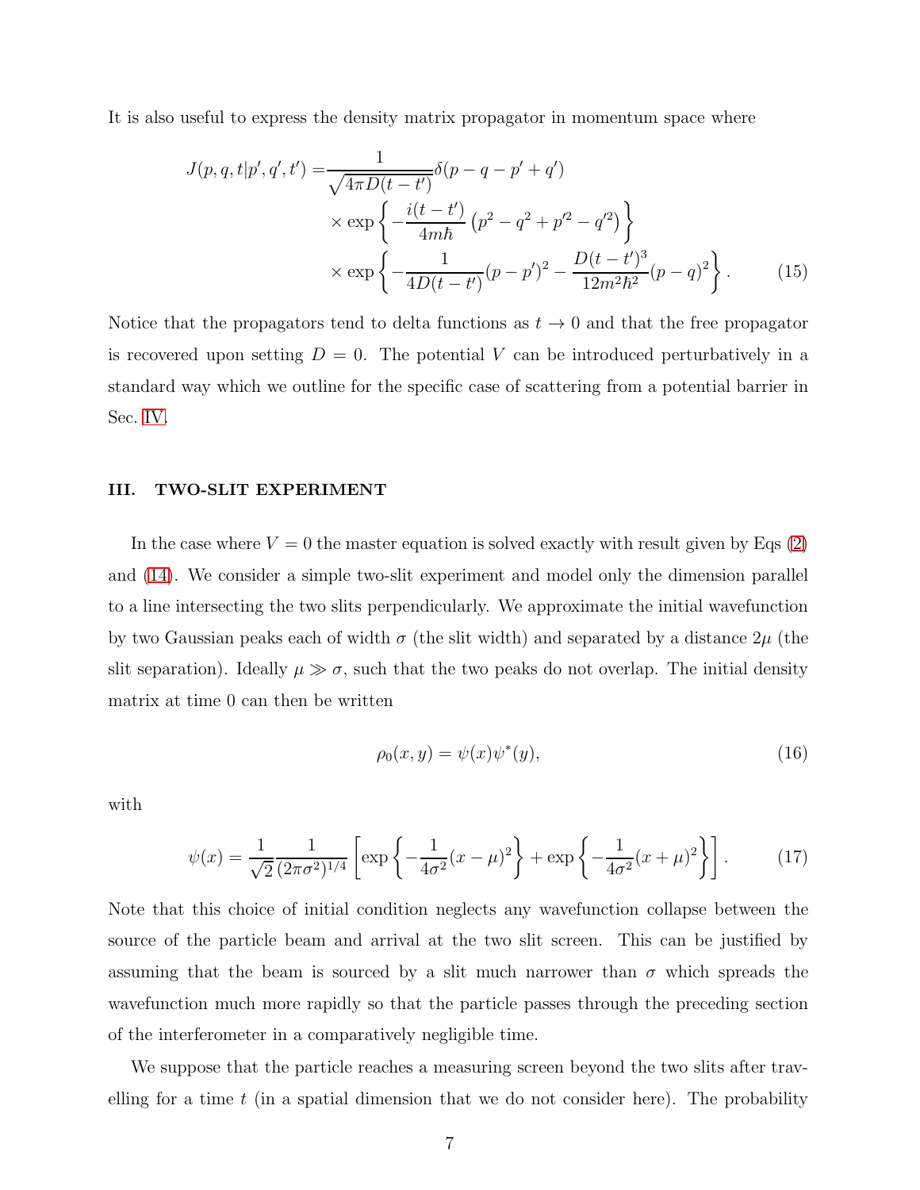It is also useful to express the density matrix propagator in momentum space where

$$
\begin{aligned}
J(p,q,t|p',q',t') =& \frac{1}{\sqrt{4\pi D(t-t')}}\delta(p-q-p'+q') \\
&\times \exp\left\{-\frac{i(t-t')}{4m\hbar}\left(p^2-q^2+p'^2-q'^2\right)\right\} \\
&\times \exp\left\{-\frac{1}{4D(t-t')}(p-p')^2-\frac{D(t-t')^3}{12m^2\hbar^2}(p-q)^2\right\}. \qquad (15)
\end{aligned}
$$

Notice that the propagators tend to delta functions as $t \to 0$ and that the free propagator is recovered upon setting $D = 0$. The potential $V$ can be introduced perturbatively in a standard way which we outline for the specific case of scattering from a potential barrier in Sec. IV.

## III. TWO-SLIT EXPERIMENT

In the case where $V = 0$ the master equation is solved exactly with result given by Eqs (2) and (14). We consider a simple two-slit experiment and model only the dimension parallel to a line intersecting the two slits perpendicularly. We approximate the initial wavefunction by two Gaussian peaks each of width $\sigma$ (the slit width) and separated by a distance $2\mu$ (the slit separation). Ideally $\mu \gg \sigma$, such that the two peaks do not overlap. The initial density matrix at time 0 can then be written

$$
\rho_0(x,y) = \psi(x)\psi^*(y), \qquad (16)
$$

with

$$
\psi(x) = \frac{1}{\sqrt{2}}\frac{1}{(2\pi\sigma^2)^{1/4}}\left[\exp\left\{-\frac{1}{4\sigma^2}(x-\mu)^2\right\} + \exp\left\{-\frac{1}{4\sigma^2}(x+\mu)^2\right\}\right]. \qquad (17)
$$

Note that this choice of initial condition neglects any wavefunction collapse between the source of the particle beam and arrival at the two slit screen. This can be justified by assuming that the beam is sourced by a slit much narrower than $\sigma$ which spreads the wavefunction much more rapidly so that the particle passes through the preceding section of the interferometer in a comparatively negligible time.

We suppose that the particle reaches a measuring screen beyond the two slits after travelling for a time $t$ (in a spatial dimension that we do not consider here). The probability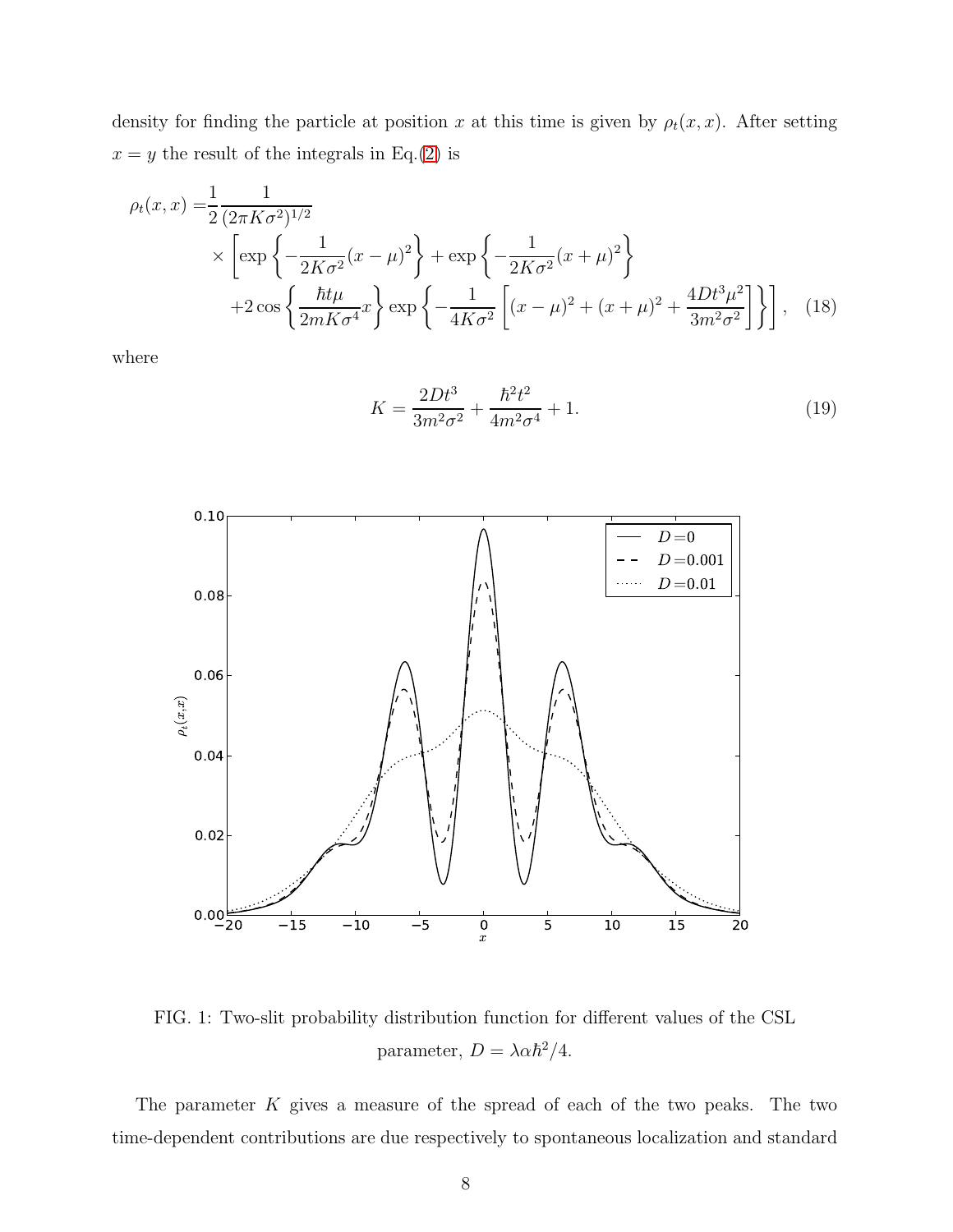density for finding the particle at position $x$ at this time is given by $\rho_t(x,x)$. After setting $x = y$ the result of the integrals in Eq.(2) is

$$
\begin{aligned}
\rho_t(x,x) =& \frac{1}{2}\frac{1}{(2\pi K\sigma^2)^{1/2}} \\
&\times \left[ \exp\left\{ -\frac{1}{2K\sigma^2}(x-\mu)^2 \right\} + \exp\left\{ -\frac{1}{2K\sigma^2}(x+\mu)^2 \right\} \right. \\
&\left. + 2\cos\left\{ \frac{\hbar t \mu}{2mK\sigma^4} x \right\} \exp\left\{ -\frac{1}{4K\sigma^2}\left[ (x-\mu)^2 + (x+\mu)^2 + \frac{4Dt^3\mu^2}{3m^2\sigma^2} \right] \right\} \right], \quad (18)
\end{aligned}
$$

where

$$
K = \frac{2Dt^3}{3m^2\sigma^2} + \frac{\hbar^2 t^2}{4m^2\sigma^4} + 1. \quad (19)
$$

FIG. 1: Two-slit probability distribution function for different values of the CSL parameter, $D = \lambda\alpha\hbar^2/4$.

The parameter $K$ gives a measure of the spread of each of the two peaks. The two time-dependent contributions are due respectively to spontaneous localization and standard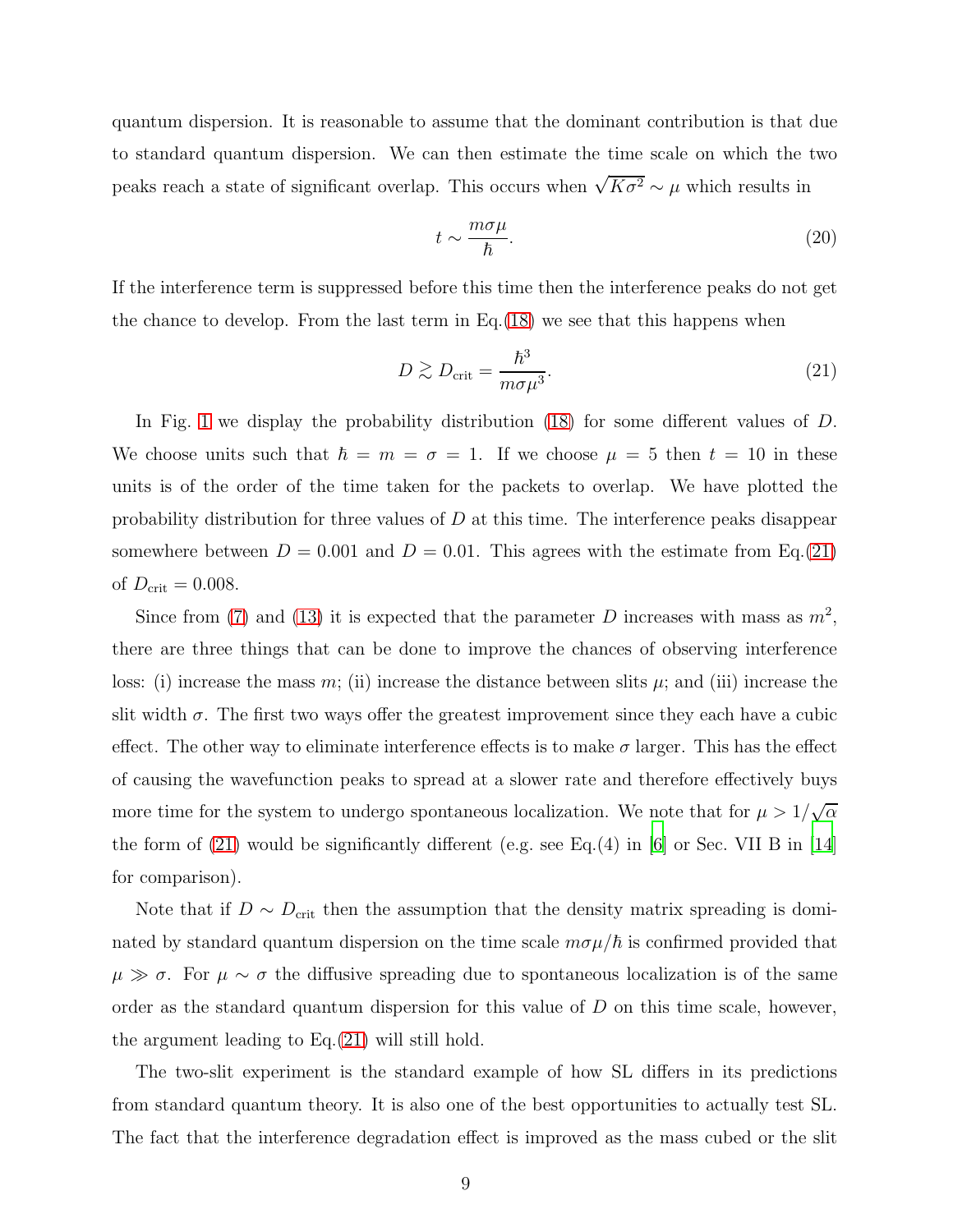quantum dispersion. It is reasonable to assume that the dominant contribution is that due to standard quantum dispersion. We can then estimate the time scale on which the two peaks reach a state of significant overlap. This occurs when $\sqrt{K\sigma^2} \sim \mu$ which results in

$$t \sim \frac{m\sigma\mu}{\hbar}. \tag{20}$$

If the interference term is suppressed before this time then the interference peaks do not get the chance to develop. From the last term in Eq.(18) we see that this happens when

$$D \gtrsim D_{\text{crit}} = \frac{\hbar^3}{m\sigma\mu^3}. \tag{21}$$

In Fig. 1 we display the probability distribution (18) for some different values of $D$. We choose units such that $\hbar = m = \sigma = 1$. If we choose $\mu = 5$ then $t = 10$ in these units is of the order of the time taken for the packets to overlap. We have plotted the probability distribution for three values of $D$ at this time. The interference peaks disappear somewhere between $D = 0.001$ and $D = 0.01$. This agrees with the estimate from Eq.(21) of $D_{\text{crit}} = 0.008$.

Since from (7) and (13) it is expected that the parameter $D$ increases with mass as $m^2$, there are three things that can be done to improve the chances of observing interference loss: (i) increase the mass $m$; (ii) increase the distance between slits $\mu$; and (iii) increase the slit width $\sigma$. The first two ways offer the greatest improvement since they each have a cubic effect. The other way to eliminate interference effects is to make $\sigma$ larger. This has the effect of causing the wavefunction peaks to spread at a slower rate and therefore effectively buys more time for the system to undergo spontaneous localization. We note that for $\mu > 1/\sqrt{\alpha}$ the form of (21) would be significantly different (e.g. see Eq.(4) in [6] or Sec. VII B in [14] for comparison).

Note that if $D \sim D_{\text{crit}}$ then the assumption that the density matrix spreading is dominated by standard quantum dispersion on the time scale $m\sigma\mu/\hbar$ is confirmed provided that $\mu \gg \sigma$. For $\mu \sim \sigma$ the diffusive spreading due to spontaneous localization is of the same order as the standard quantum dispersion for this value of $D$ on this time scale, however, the argument leading to Eq.(21) will still hold.

The two-slit experiment is the standard example of how SL differs in its predictions from standard quantum theory. It is also one of the best opportunities to actually test SL. The fact that the interference degradation effect is improved as the mass cubed or the slit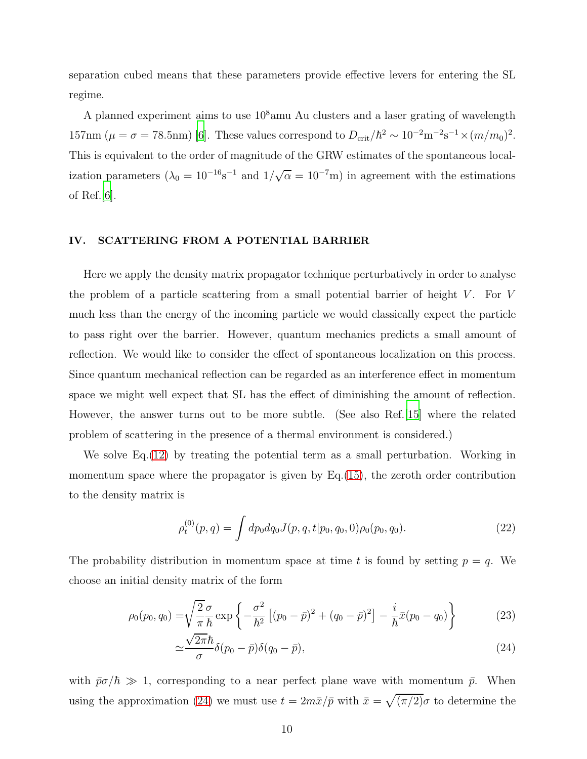separation cubed means that these parameters provide effective levers for entering the SL regime.

A planned experiment aims to use $10^8$amu Au clusters and a laser grating of wavelength 157nm ($\mu = \sigma = 78.5$nm) [6]. These values correspond to $D_{\rm crit}/\hbar^2 \sim 10^{-2}{\rm m}^{-2}{\rm s}^{-1} \times (m/m_0)^2$. This is equivalent to the order of magnitude of the GRW estimates of the spontaneous localization parameters ($\lambda_0 = 10^{-16}{\rm s}^{-1}$ and $1/\sqrt{\alpha} = 10^{-7}$m) in agreement with the estimations of Ref.[6].

## IV. SCATTERING FROM A POTENTIAL BARRIER

Here we apply the density matrix propagator technique perturbatively in order to analyse the problem of a particle scattering from a small potential barrier of height $V$. For $V$ much less than the energy of the incoming particle we would classically expect the particle to pass right over the barrier. However, quantum mechanics predicts a small amount of reflection. We would like to consider the effect of spontaneous localization on this process. Since quantum mechanical reflection can be regarded as an interference effect in momentum space we might well expect that SL has the effect of diminishing the amount of reflection. However, the answer turns out to be more subtle. (See also Ref.[15] where the related problem of scattering in the presence of a thermal environment is considered.)

We solve Eq.(12) by treating the potential term as a small perturbation. Working in momentum space where the propagator is given by Eq.(15), the zeroth order contribution to the density matrix is

$$\rho_t^{(0)}(p,q) = \int dp_0 dq_0 J(p,q,t|p_0,q_0,0)\rho_0(p_0,q_0). \tag{22}$$

The probability distribution in momentum space at time $t$ is found by setting $p = q$. We choose an initial density matrix of the form

$$\rho_0(p_0,q_0) = \sqrt{\frac{2}{\pi}}\frac{\sigma}{\hbar}\exp\left\{-\frac{\sigma^2}{\hbar^2}\left[(p_0-\bar{p})^2 + (q_0-\bar{p})^2\right] - \frac{i}{\hbar}\bar{x}(p_0-q_0)\right\} \tag{23}$$

$$\simeq \frac{\sqrt{2\pi}\hbar}{\sigma}\delta(p_0-\bar{p})\delta(q_0-\bar{p}), \tag{24}$$

with $\bar{p}\sigma/\hbar \gg 1$, corresponding to a near perfect plane wave with momentum $\bar{p}$. When using the approximation (24) we must use $t = 2m\bar{x}/\bar{p}$ with $\bar{x} = \sqrt{(\pi/2)}\sigma$ to determine the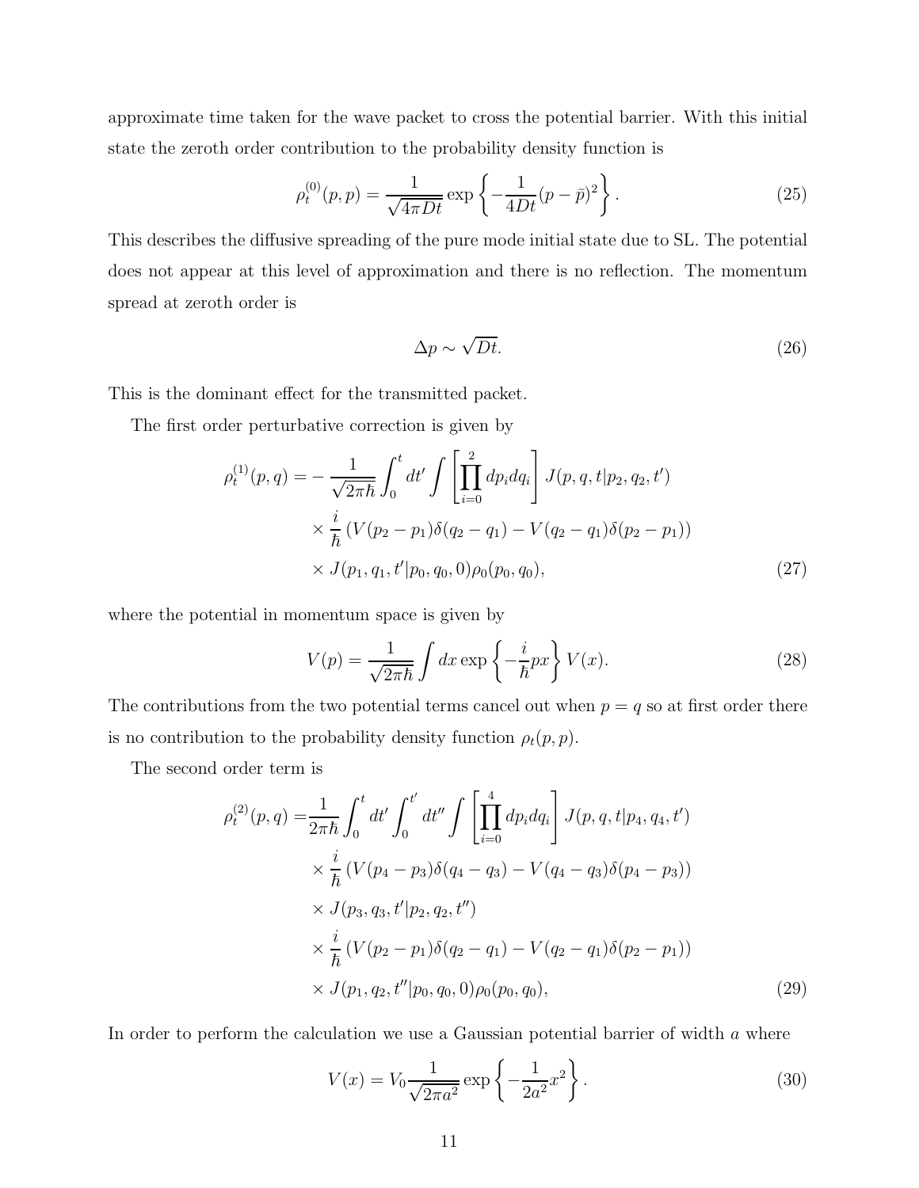approximate time taken for the wave packet to cross the potential barrier. With this initial state the zeroth order contribution to the probability density function is

$$\rho_t^{(0)}(p,p) = \frac{1}{\sqrt{4\pi Dt}} \exp\left\{-\frac{1}{4Dt}(p-\bar{p})^2\right\}. \tag{25}$$

This describes the diffusive spreading of the pure mode initial state due to SL. The potential does not appear at this level of approximation and there is no reflection. The momentum spread at zeroth order is

$$\Delta p \sim \sqrt{Dt}. \tag{26}$$

This is the dominant effect for the transmitted packet.

The first order perturbative correction is given by

$$\begin{aligned}
\rho_t^{(1)}(p,q) = &-\frac{1}{\sqrt{2\pi\hbar}} \int_0^t dt' \int \left[\prod_{i=0}^{2} dp_i dq_i\right] J(p,q,t|p_2,q_2,t') \\
&\times \frac{i}{\hbar}\left(V(p_2-p_1)\delta(q_2-q_1) - V(q_2-q_1)\delta(p_2-p_1)\right) \\
&\times J(p_1,q_1,t'|p_0,q_0,0)\rho_0(p_0,q_0),
\end{aligned} \tag{27}$$

where the potential in momentum space is given by

$$V(p) = \frac{1}{\sqrt{2\pi\hbar}} \int dx \exp\left\{-\frac{i}{\hbar}px\right\} V(x). \tag{28}$$

The contributions from the two potential terms cancel out when $p=q$ so at first order there is no contribution to the probability density function $\rho_t(p,p)$.

The second order term is

$$\begin{aligned}
\rho_t^{(2)}(p,q) = &\frac{1}{2\pi\hbar} \int_0^t dt' \int_0^{t'} dt'' \int \left[\prod_{i=0}^{4} dp_i dq_i\right] J(p,q,t|p_4,q_4,t') \\
&\times \frac{i}{\hbar}\left(V(p_4-p_3)\delta(q_4-q_3) - V(q_4-q_3)\delta(p_4-p_3)\right) \\
&\times J(p_3,q_3,t'|p_2,q_2,t'') \\
&\times \frac{i}{\hbar}\left(V(p_2-p_1)\delta(q_2-q_1) - V(q_2-q_1)\delta(p_2-p_1)\right) \\
&\times J(p_1,q_2,t''|p_0,q_0,0)\rho_0(p_0,q_0),
\end{aligned} \tag{29}$$

In order to perform the calculation we use a Gaussian potential barrier of width $a$ where

$$V(x) = V_0 \frac{1}{\sqrt{2\pi a^2}} \exp\left\{-\frac{1}{2a^2}x^2\right\}. \tag{30}$$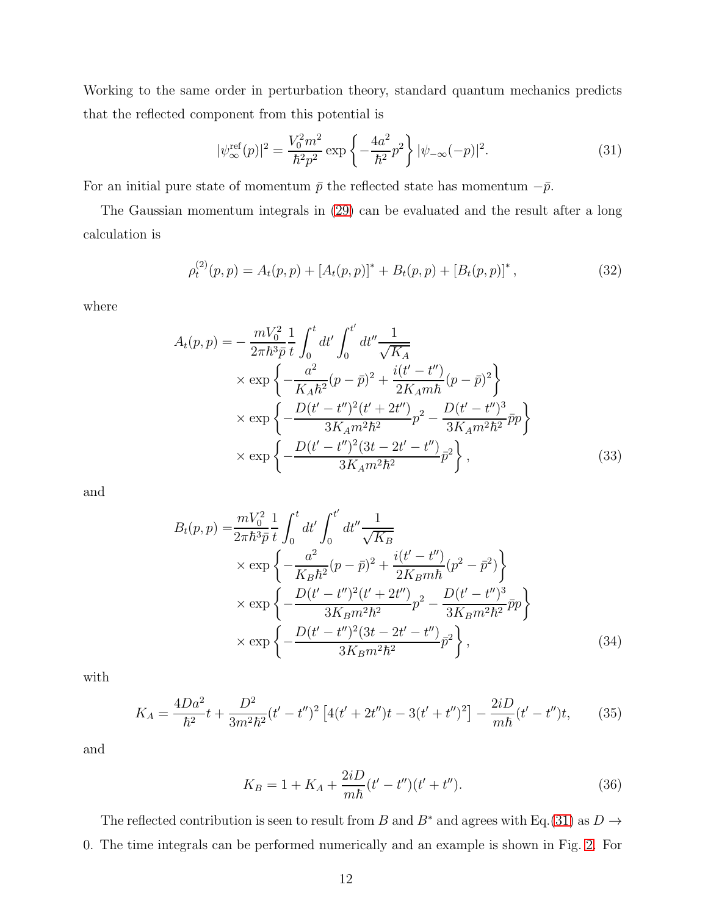Working to the same order in perturbation theory, standard quantum mechanics predicts that the reflected component from this potential is

$$|\psi_\infty^{\rm ref}(p)|^2 = \frac{V_0^2 m^2}{\hbar^2 p^2} \exp\left\{-\frac{4a^2}{\hbar^2}p^2\right\} |\psi_{-\infty}(-p)|^2. \tag{31}$$

For an initial pure state of momentum $\bar{p}$ the reflected state has momentum $-\bar{p}$.

The Gaussian momentum integrals in (29) can be evaluated and the result after a long calculation is

$$\rho_t^{(2)}(p,p) = A_t(p,p) + [A_t(p,p)]^* + B_t(p,p) + [B_t(p,p)]^*, \tag{32}$$

where

$$\begin{aligned}
A_t(p,p) = &-\frac{mV_0^2}{2\pi\hbar^3\bar{p}}\frac{1}{t}\int_0^t dt' \int_0^{t'} dt'' \frac{1}{\sqrt{K_A}} \\
&\times \exp\left\{-\frac{a^2}{K_A\hbar^2}(p-\bar{p})^2 + \frac{i(t'-t'')}{2K_A m\hbar}(p-\bar{p})^2\right\} \\
&\times \exp\left\{-\frac{D(t'-t'')^2(t'+2t'')}{3K_A m^2\hbar^2}p^2 - \frac{D(t'-t'')^3}{3K_A m^2\hbar^2}\bar{p}p\right\} \\
&\times \exp\left\{-\frac{D(t'-t'')^2(3t-2t'-t'')}{3K_A m^2\hbar^2}\bar{p}^2\right\},
\end{aligned} \tag{33}$$

and

$$\begin{aligned}
B_t(p,p) = &\frac{mV_0^2}{2\pi\hbar^3\bar{p}}\frac{1}{t}\int_0^t dt' \int_0^{t'} dt'' \frac{1}{\sqrt{K_B}} \\
&\times \exp\left\{-\frac{a^2}{K_B\hbar^2}(p-\bar{p})^2 + \frac{i(t'-t'')}{2K_B m\hbar}(p^2-\bar{p}^2)\right\} \\
&\times \exp\left\{-\frac{D(t'-t'')^2(t'+2t'')}{3K_B m^2\hbar^2}p^2 - \frac{D(t'-t'')^3}{3K_B m^2\hbar^2}\bar{p}p\right\} \\
&\times \exp\left\{-\frac{D(t'-t'')^2(3t-2t'-t'')}{3K_B m^2\hbar^2}\bar{p}^2\right\},
\end{aligned} \tag{34}$$

with

$$K_A = \frac{4Da^2}{\hbar^2}t + \frac{D^2}{3m^2\hbar^2}(t'-t'')^2\left[4(t'+2t'')t - 3(t'+t'')^2\right] - \frac{2iD}{m\hbar}(t'-t'')t, \tag{35}$$

and

$$K_B = 1 + K_A + \frac{2iD}{m\hbar}(t'-t'')(t'+t''). \tag{36}$$

The reflected contribution is seen to result from $B$ and $B^*$ and agrees with Eq.(31) as $D \to 0$. The time integrals can be performed numerically and an example is shown in Fig. 2. For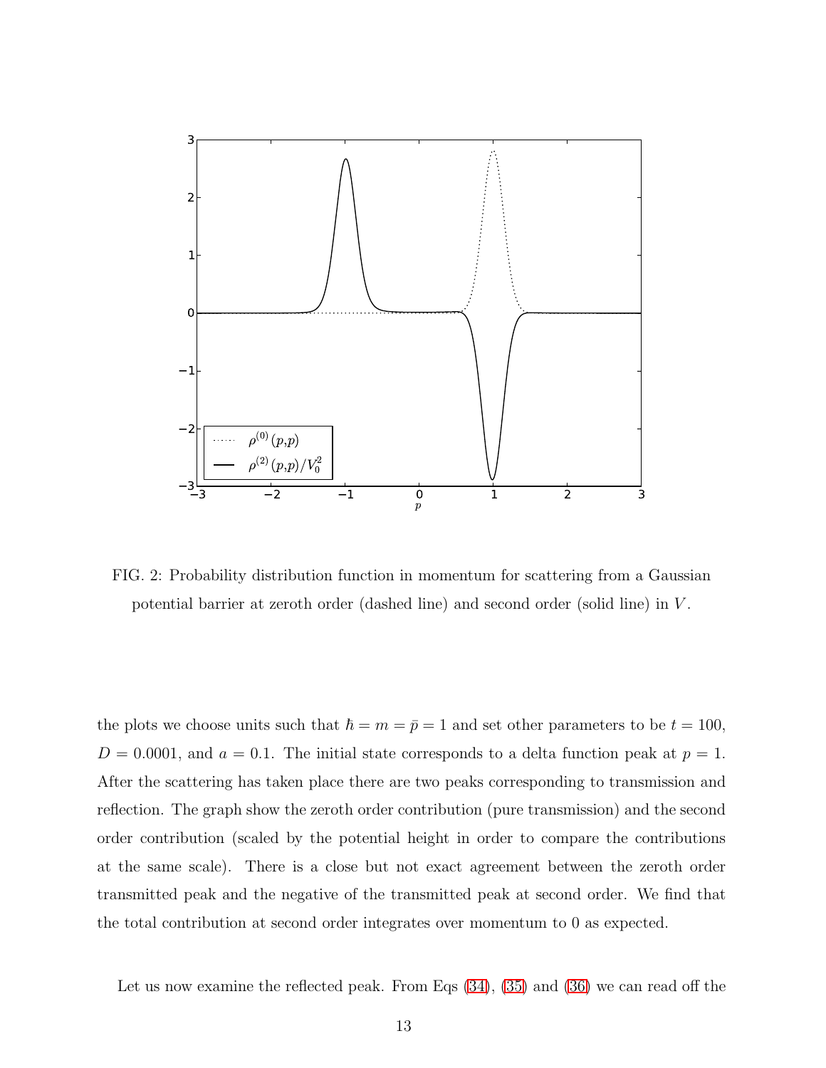FIG. 2: Probability distribution function in momentum for scattering from a Gaussian potential barrier at zeroth order (dashed line) and second order (solid line) in $V$.

the plots we choose units such that $\hbar = m = \bar{p} = 1$ and set other parameters to be $t = 100$, $D = 0.0001$, and $a = 0.1$. The initial state corresponds to a delta function peak at $p = 1$. After the scattering has taken place there are two peaks corresponding to transmission and reflection. The graph show the zeroth order contribution (pure transmission) and the second order contribution (scaled by the potential height in order to compare the contributions at the same scale). There is a close but not exact agreement between the zeroth order transmitted peak and the negative of the transmitted peak at second order. We find that the total contribution at second order integrates over momentum to 0 as expected.

Let us now examine the reflected peak. From Eqs (34), (35) and (36) we can read off the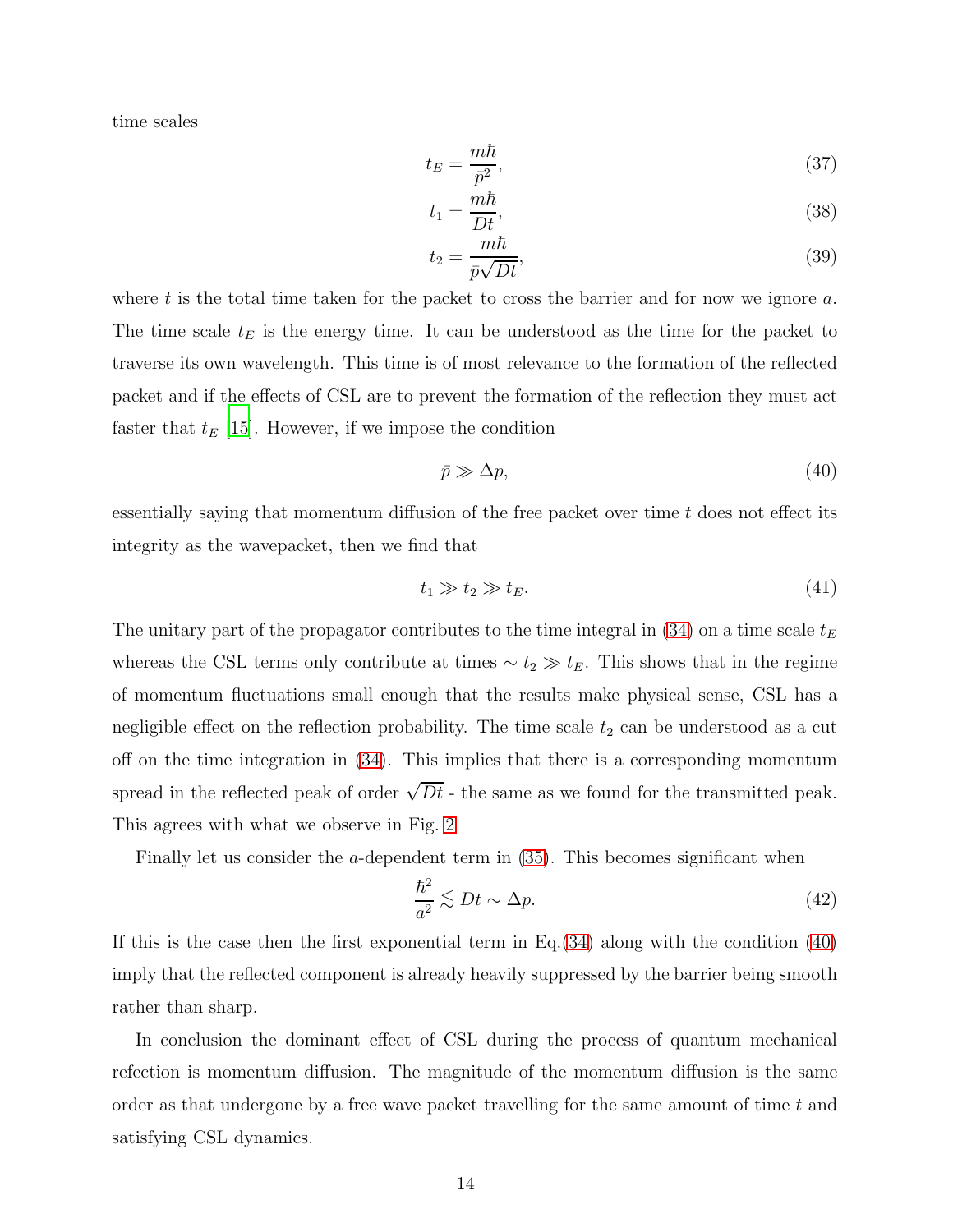time scales

$$t_E = \frac{m\hbar}{\bar{p}^2}, \tag{37}$$

$$t_1 = \frac{m\hbar}{Dt}, \tag{38}$$

$$t_2 = \frac{m\hbar}{\bar{p}\sqrt{Dt}}, \tag{39}$$

where $t$ is the total time taken for the packet to cross the barrier and for now we ignore $a$. The time scale $t_E$ is the energy time. It can be understood as the time for the packet to traverse its own wavelength. This time is of most relevance to the formation of the reflected packet and if the effects of CSL are to prevent the formation of the reflection they must act faster that $t_E$ [15]. However, if we impose the condition

$$\bar{p} \gg \Delta p, \tag{40}$$

essentially saying that momentum diffusion of the free packet over time $t$ does not effect its integrity as the wavepacket, then we find that

$$t_1 \gg t_2 \gg t_E. \tag{41}$$

The unitary part of the propagator contributes to the time integral in (34) on a time scale $t_E$ whereas the CSL terms only contribute at times $\sim t_2 \gg t_E$. This shows that in the regime of momentum fluctuations small enough that the results make physical sense, CSL has a negligible effect on the reflection probability. The time scale $t_2$ can be understood as a cut off on the time integration in (34). This implies that there is a corresponding momentum spread in the reflected peak of order $\sqrt{Dt}$ - the same as we found for the transmitted peak. This agrees with what we observe in Fig. 2

Finally let us consider the $a$-dependent term in (35). This becomes significant when

$$\frac{\hbar^2}{a^2} \lesssim Dt \sim \Delta p. \tag{42}$$

If this is the case then the first exponential term in Eq.(34) along with the condition (40) imply that the reflected component is already heavily suppressed by the barrier being smooth rather than sharp.

In conclusion the dominant effect of CSL during the process of quantum mechanical refection is momentum diffusion. The magnitude of the momentum diffusion is the same order as that undergone by a free wave packet travelling for the same amount of time $t$ and satisfying CSL dynamics.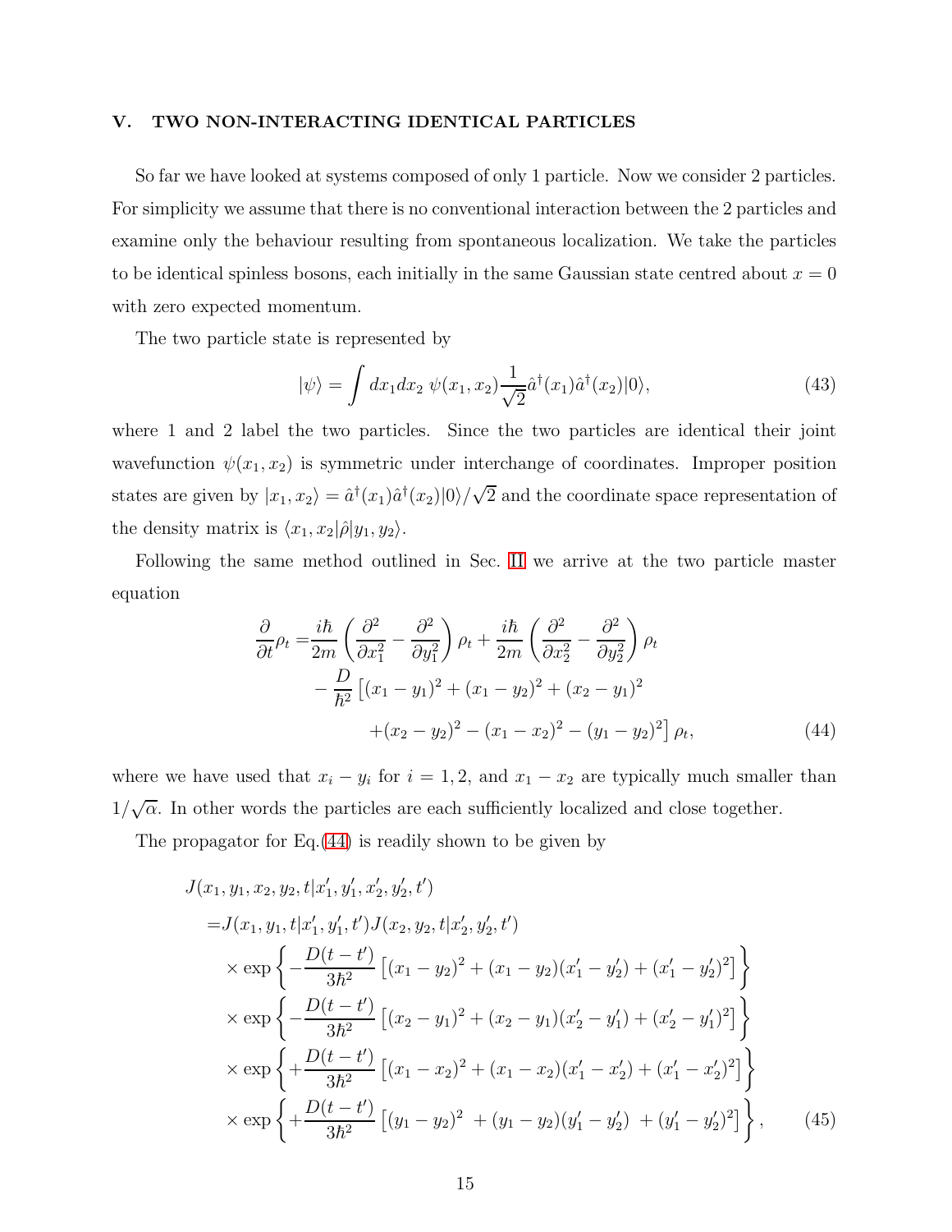## V. TWO NON-INTERACTING IDENTICAL PARTICLES

So far we have looked at systems composed of only 1 particle. Now we consider 2 particles. For simplicity we assume that there is no conventional interaction between the 2 particles and examine only the behaviour resulting from spontaneous localization. We take the particles to be identical spinless bosons, each initially in the same Gaussian state centred about $x = 0$ with zero expected momentum.

The two particle state is represented by

$$|\psi\rangle = \int dx_1 dx_2 \; \psi(x_1, x_2) \frac{1}{\sqrt{2}} \hat{a}^\dagger(x_1) \hat{a}^\dagger(x_2) |0\rangle, \tag{43}$$

where 1 and 2 label the two particles. Since the two particles are identical their joint wavefunction $\psi(x_1, x_2)$ is symmetric under interchange of coordinates. Improper position states are given by $|x_1, x_2\rangle = \hat{a}^\dagger(x_1)\hat{a}^\dagger(x_2)|0\rangle/\sqrt{2}$ and the coordinate space representation of the density matrix is $\langle x_1, x_2|\hat{\rho}|y_1, y_2\rangle$.

Following the same method outlined in Sec. II we arrive at the two particle master equation

$$\begin{aligned}
\frac{\partial}{\partial t}\rho_t =& \frac{i\hbar}{2m}\left(\frac{\partial^2}{\partial x_1^2} - \frac{\partial^2}{\partial y_1^2}\right)\rho_t + \frac{i\hbar}{2m}\left(\frac{\partial^2}{\partial x_2^2} - \frac{\partial^2}{\partial y_2^2}\right)\rho_t \\
&- \frac{D}{\hbar^2}\left[(x_1 - y_1)^2 + (x_1 - y_2)^2 + (x_2 - y_1)^2\right. \\
&\qquad \left. + (x_2 - y_2)^2 - (x_1 - x_2)^2 - (y_1 - y_2)^2\right]\rho_t,
\end{aligned} \tag{44}$$

where we have used that $x_i - y_i$ for $i = 1, 2$, and $x_1 - x_2$ are typically much smaller than $1/\sqrt{\alpha}$. In other words the particles are each sufficiently localized and close together.

The propagator for Eq.(44) is readily shown to be given by

$$\begin{aligned}
&J(x_1, y_1, x_2, y_2, t|x_1', y_1', x_2', y_2', t') \\
=& J(x_1, y_1, t|x_1', y_1', t') J(x_2, y_2, t|x_2', y_2', t') \\
&\times \exp\left\{-\frac{D(t-t')}{3\hbar^2}\left[(x_1 - y_2)^2 + (x_1 - y_2)(x_1' - y_2') + (x_1' - y_2')^2\right]\right\} \\
&\times \exp\left\{-\frac{D(t-t')}{3\hbar^2}\left[(x_2 - y_1)^2 + (x_2 - y_1)(x_2' - y_1') + (x_2' - y_1')^2\right]\right\} \\
&\times \exp\left\{+\frac{D(t-t')}{3\hbar^2}\left[(x_1 - x_2)^2 + (x_1 - x_2)(x_1' - x_2') + (x_1' - x_2')^2\right]\right\} \\
&\times \exp\left\{+\frac{D(t-t')}{3\hbar^2}\left[(y_1 - y_2)^2 + (y_1 - y_2)(y_1' - y_2') + (y_1' - y_2')^2\right]\right\},
\end{aligned} \tag{45}$$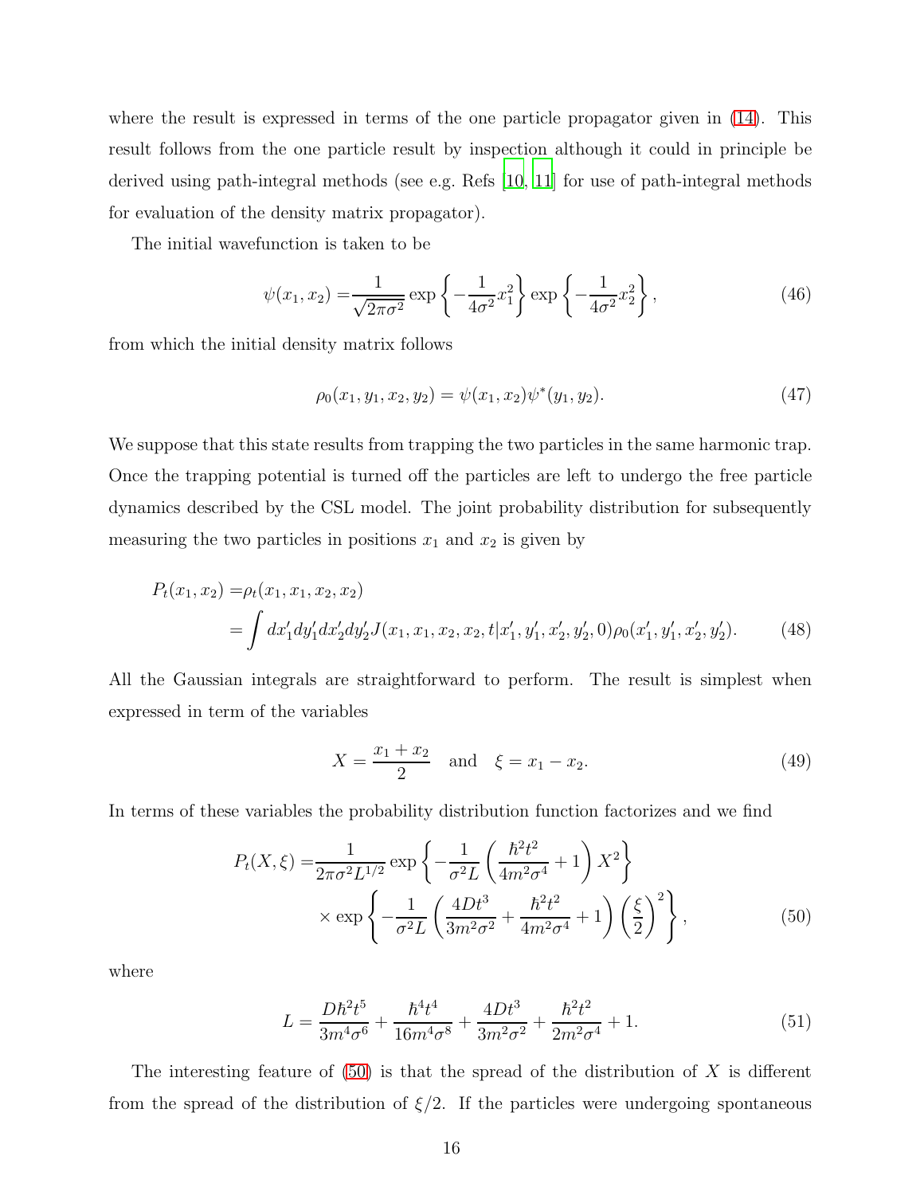where the result is expressed in terms of the one particle propagator given in (14). This result follows from the one particle result by inspection although it could in principle be derived using path-integral methods (see e.g. Refs [10, 11] for use of path-integral methods for evaluation of the density matrix propagator).

The initial wavefunction is taken to be

$$\psi(x_1, x_2) = \frac{1}{\sqrt{2\pi\sigma^2}} \exp\left\{-\frac{1}{4\sigma^2}x_1^2\right\} \exp\left\{-\frac{1}{4\sigma^2}x_2^2\right\}, \tag{46}$$

from which the initial density matrix follows

$$\rho_0(x_1, y_1, x_2, y_2) = \psi(x_1, x_2)\psi^*(y_1, y_2). \tag{47}$$

We suppose that this state results from trapping the two particles in the same harmonic trap. Once the trapping potential is turned off the particles are left to undergo the free particle dynamics described by the CSL model. The joint probability distribution for subsequently measuring the two particles in positions $x_1$ and $x_2$ is given by

$$\begin{aligned} P_t(x_1, x_2) =& \rho_t(x_1, x_1, x_2, x_2) \\ =& \int dx_1' dy_1' dx_2' dy_2' J(x_1, x_1, x_2, x_2, t | x_1', y_1', x_2', y_2', 0) \rho_0(x_1', y_1', x_2', y_2'). \end{aligned} \tag{48}$$

All the Gaussian integrals are straightforward to perform. The result is simplest when expressed in term of the variables

$$X = \frac{x_1 + x_2}{2} \quad \text{and} \quad \xi = x_1 - x_2. \tag{49}$$

In terms of these variables the probability distribution function factorizes and we find

$$\begin{aligned} P_t(X, \xi) =& \frac{1}{2\pi\sigma^2 L^{1/2}} \exp\left\{-\frac{1}{\sigma^2 L}\left(\frac{\hbar^2 t^2}{4m^2\sigma^4} + 1\right) X^2\right\} \\ & \times \exp\left\{-\frac{1}{\sigma^2 L}\left(\frac{4Dt^3}{3m^2\sigma^2} + \frac{\hbar^2 t^2}{4m^2\sigma^4} + 1\right)\left(\frac{\xi}{2}\right)^2\right\}, \end{aligned} \tag{50}$$

where

$$L = \frac{D\hbar^2 t^5}{3m^4\sigma^6} + \frac{\hbar^4 t^4}{16m^4\sigma^8} + \frac{4Dt^3}{3m^2\sigma^2} + \frac{\hbar^2 t^2}{2m^2\sigma^4} + 1. \tag{51}$$

The interesting feature of (50) is that the spread of the distribution of $X$ is different from the spread of the distribution of $\xi/2$. If the particles were undergoing spontaneous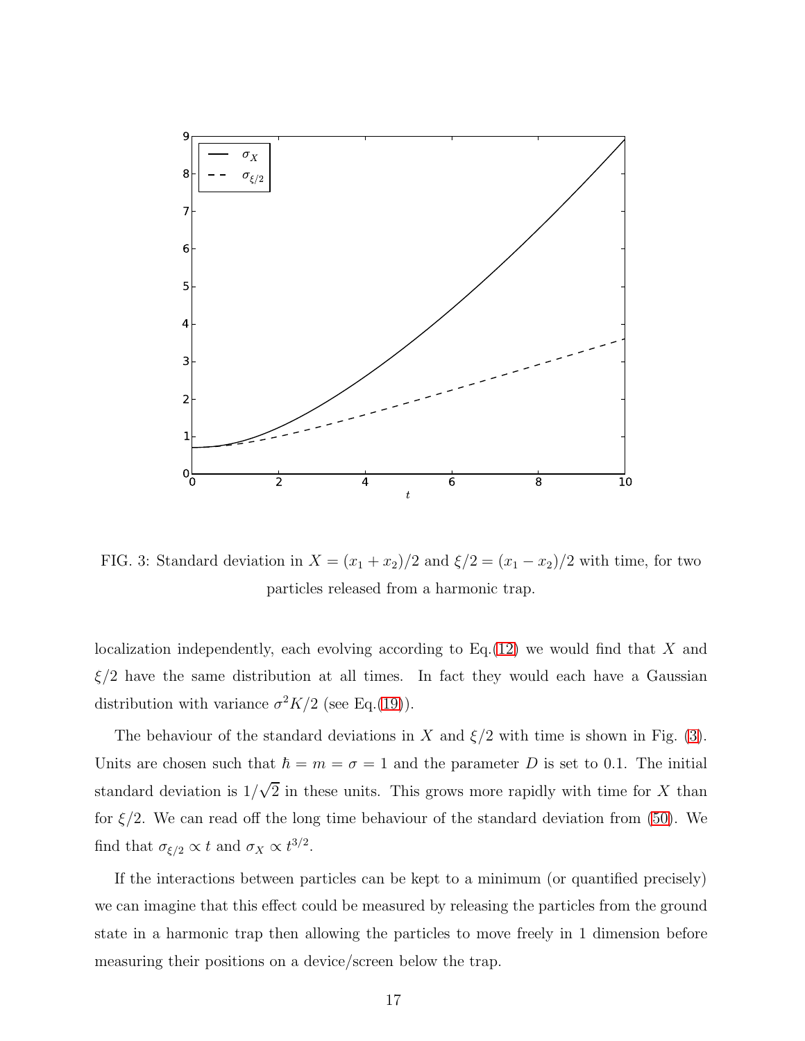FIG. 3: Standard deviation in $X = (x_1 + x_2)/2$ and $\xi/2 = (x_1 - x_2)/2$ with time, for two particles released from a harmonic trap.

localization independently, each evolving according to Eq.(12) we would find that $X$ and $\xi/2$ have the same distribution at all times. In fact they would each have a Gaussian distribution with variance $\sigma^2 K/2$ (see Eq.(19)).

The behaviour of the standard deviations in $X$ and $\xi/2$ with time is shown in Fig. (3). Units are chosen such that $\hbar = m = \sigma = 1$ and the parameter $D$ is set to 0.1. The initial standard deviation is $1/\sqrt{2}$ in these units. This grows more rapidly with time for $X$ than for $\xi/2$. We can read off the long time behaviour of the standard deviation from (50). We find that $\sigma_{\xi/2} \propto t$ and $\sigma_X \propto t^{3/2}$.

If the interactions between particles can be kept to a minimum (or quantified precisely) we can imagine that this effect could be measured by releasing the particles from the ground state in a harmonic trap then allowing the particles to move freely in 1 dimension before measuring their positions on a device/screen below the trap.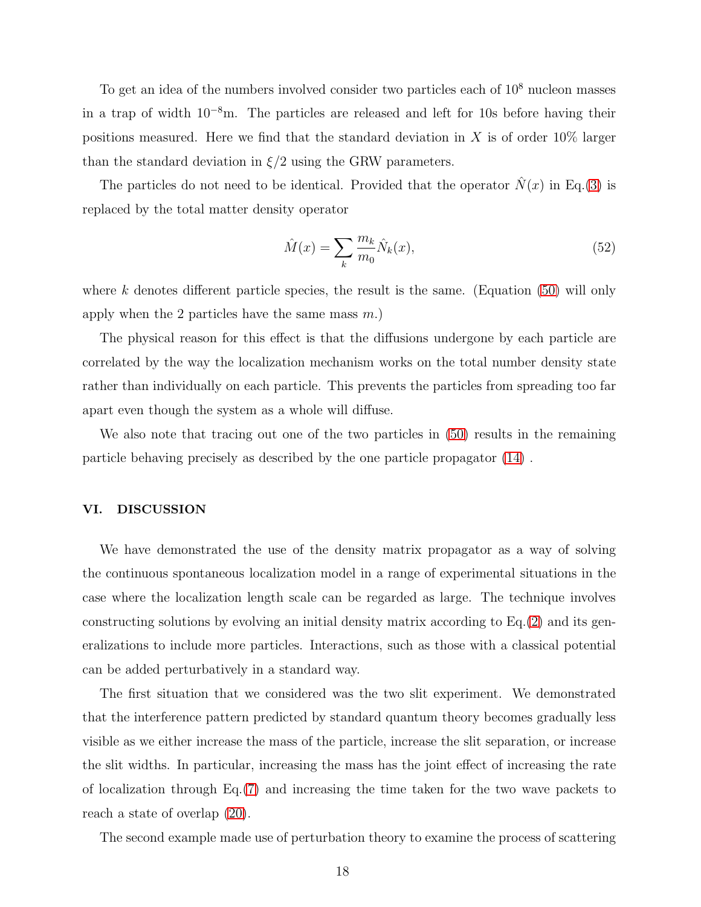To get an idea of the numbers involved consider two particles each of $10^8$ nucleon masses in a trap of width $10^{-8}$m. The particles are released and left for 10s before having their positions measured. Here we find that the standard deviation in $X$ is of order 10% larger than the standard deviation in $\xi/2$ using the GRW parameters.

The particles do not need to be identical. Provided that the operator $\hat{N}(x)$ in Eq.(3) is replaced by the total matter density operator

$$\hat{M}(x) = \sum_k \frac{m_k}{m_0} \hat{N}_k(x), \tag{52}$$

where $k$ denotes different particle species, the result is the same. (Equation (50) will only apply when the 2 particles have the same mass $m$.)

The physical reason for this effect is that the diffusions undergone by each particle are correlated by the way the localization mechanism works on the total number density state rather than individually on each particle. This prevents the particles from spreading too far apart even though the system as a whole will diffuse.

We also note that tracing out one of the two particles in (50) results in the remaining particle behaving precisely as described by the one particle propagator (14) .

## VI. DISCUSSION

We have demonstrated the use of the density matrix propagator as a way of solving the continuous spontaneous localization model in a range of experimental situations in the case where the localization length scale can be regarded as large. The technique involves constructing solutions by evolving an initial density matrix according to Eq.(2) and its generalizations to include more particles. Interactions, such as those with a classical potential can be added perturbatively in a standard way.

The first situation that we considered was the two slit experiment. We demonstrated that the interference pattern predicted by standard quantum theory becomes gradually less visible as we either increase the mass of the particle, increase the slit separation, or increase the slit widths. In particular, increasing the mass has the joint effect of increasing the rate of localization through Eq.(7) and increasing the time taken for the two wave packets to reach a state of overlap (20).

The second example made use of perturbation theory to examine the process of scattering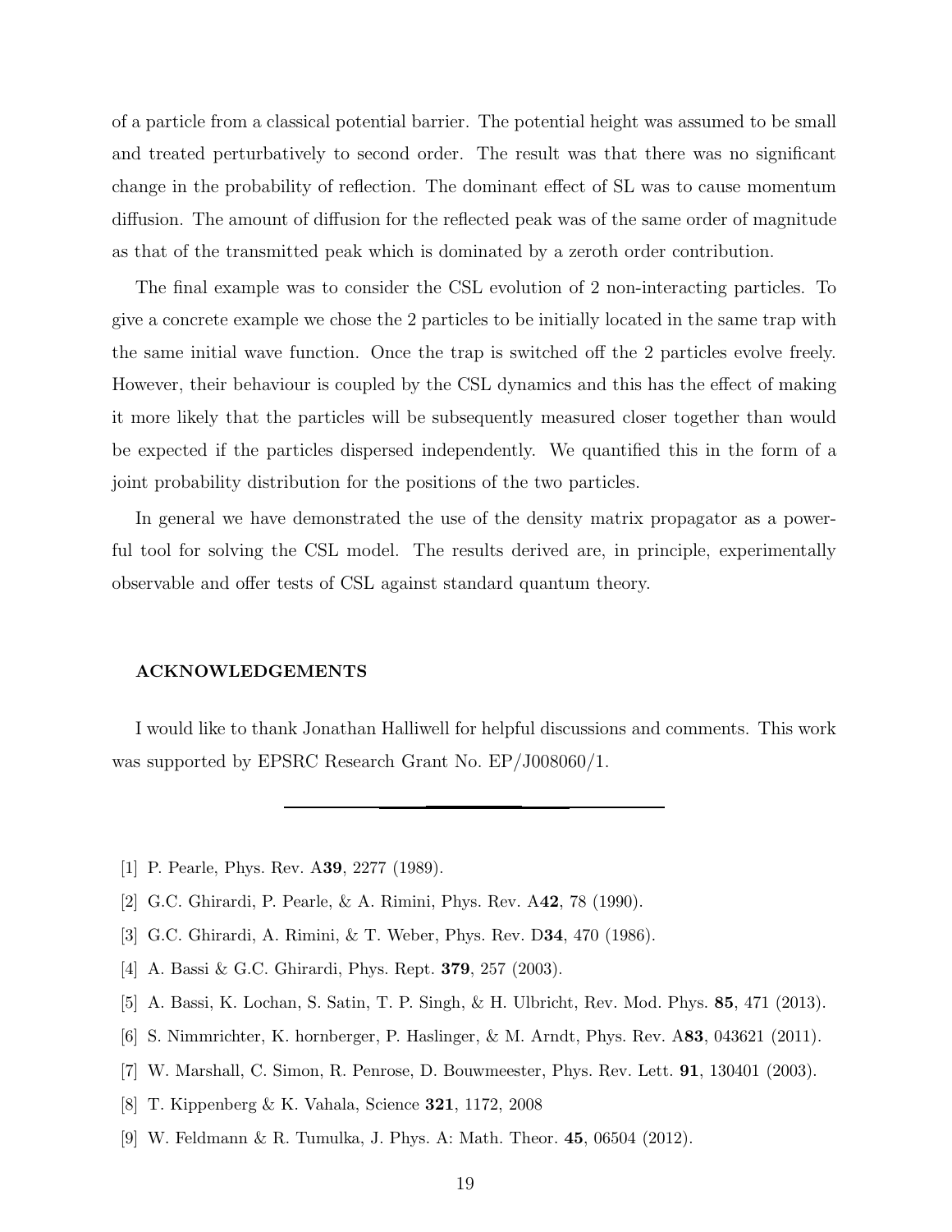of a particle from a classical potential barrier. The potential height was assumed to be small and treated perturbatively to second order. The result was that there was no significant change in the probability of reflection. The dominant effect of SL was to cause momentum diffusion. The amount of diffusion for the reflected peak was of the same order of magnitude as that of the transmitted peak which is dominated by a zeroth order contribution.

The final example was to consider the CSL evolution of 2 non-interacting particles. To give a concrete example we chose the 2 particles to be initially located in the same trap with the same initial wave function. Once the trap is switched off the 2 particles evolve freely. However, their behaviour is coupled by the CSL dynamics and this has the effect of making it more likely that the particles will be subsequently measured closer together than would be expected if the particles dispersed independently. We quantified this in the form of a joint probability distribution for the positions of the two particles.

In general we have demonstrated the use of the density matrix propagator as a powerful tool for solving the CSL model. The results derived are, in principle, experimentally observable and offer tests of CSL against standard quantum theory.

#### ACKNOWLEDGEMENTS

I would like to thank Jonathan Halliwell for helpful discussions and comments. This work was supported by EPSRC Research Grant No. EP/J008060/1.

---

- [1] P. Pearle, Phys. Rev. A**39**, 2277 (1989).
- [2] G.C. Ghirardi, P. Pearle, & A. Rimini, Phys. Rev. A**42**, 78 (1990).
- [3] G.C. Ghirardi, A. Rimini, & T. Weber, Phys. Rev. D**34**, 470 (1986).
- [4] A. Bassi & G.C. Ghirardi, Phys. Rept. **379**, 257 (2003).
- [5] A. Bassi, K. Lochan, S. Satin, T. P. Singh, & H. Ulbricht, Rev. Mod. Phys. **85**, 471 (2013).
- [6] S. Nimmrichter, K. hornberger, P. Haslinger, & M. Arndt, Phys. Rev. A**83**, 043621 (2011).
- [7] W. Marshall, C. Simon, R. Penrose, D. Bouwmeester, Phys. Rev. Lett. **91**, 130401 (2003).
- [8] T. Kippenberg & K. Vahala, Science **321**, 1172, 2008
- [9] W. Feldmann & R. Tumulka, J. Phys. A: Math. Theor. **45**, 06504 (2012).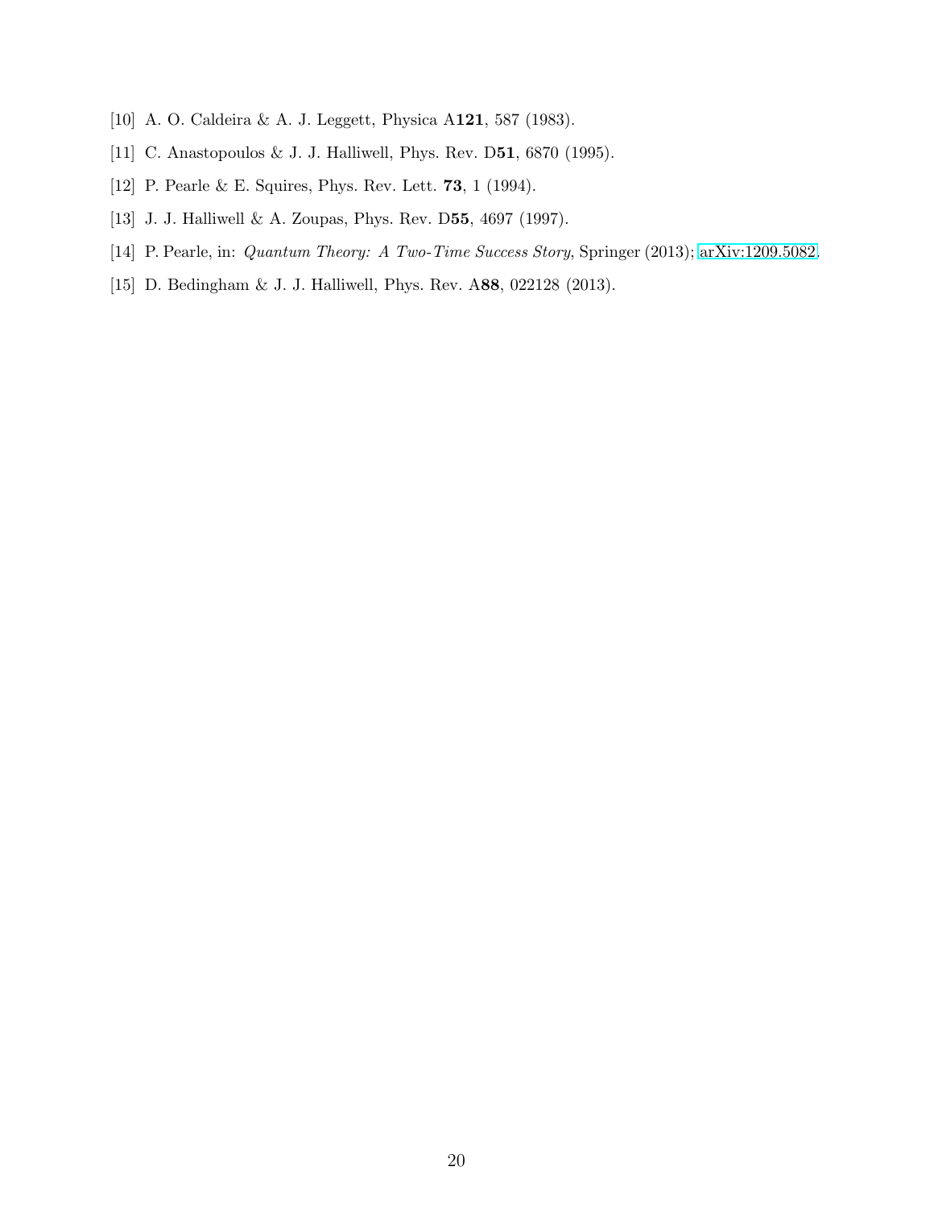[10] A. O. Caldeira & A. J. Leggett, Physica A**121**, 587 (1983).

[11] C. Anastopoulos & J. J. Halliwell, Phys. Rev. D**51**, 6870 (1995).

[12] P. Pearle & E. Squires, Phys. Rev. Lett. **73**, 1 (1994).

[13] J. J. Halliwell & A. Zoupas, Phys. Rev. D**55**, 4697 (1997).

[14] P. Pearle, in: *Quantum Theory: A Two-Time Success Story*, Springer (2013); arXiv:1209.5082.

[15] D. Bedingham & J. J. Halliwell, Phys. Rev. A**88**, 022128 (2013).